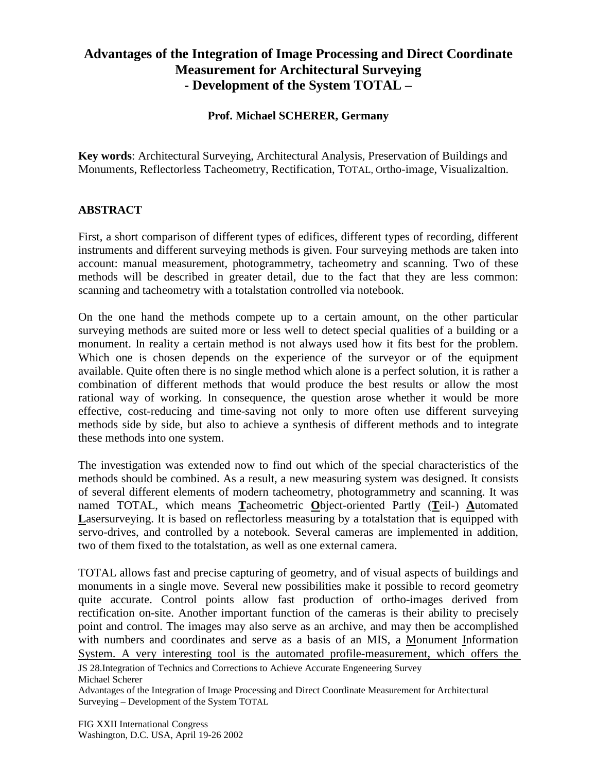# Advantages of the Integration of Image Processing and Direct Coordinate Measurement for Architectural Surveying
# - Development of the System TOTAL –

**Prof. Michael SCHERER, Germany**

**Key words**: Architectural Surveying, Architectural Analysis, Preservation of Buildings and Monuments, Reflectorless Tacheometry, Rectification, TOTAL, Ortho-image, Visualizaltion.

## ABSTRACT

First, a short comparison of different types of edifices, different types of recording, different instruments and different surveying methods is given. Four surveying methods are taken into account: manual measurement, photogrammetry, tacheometry and scanning. Two of these methods will be described in greater detail, due to the fact that they are less common: scanning and tacheometry with a totalstation controlled via notebook.

On the one hand the methods compete up to a certain amount, on the other particular surveying methods are suited more or less well to detect special qualities of a building or a monument. In reality a certain method is not always used how it fits best for the problem. Which one is chosen depends on the experience of the surveyor or of the equipment available. Quite often there is no single method which alone is a perfect solution, it is rather a combination of different methods that would produce the best results or allow the most rational way of working. In consequence, the question arose whether it would be more effective, cost-reducing and time-saving not only to more often use different surveying methods side by side, but also to achieve a synthesis of different methods and to integrate these methods into one system.

The investigation was extended now to find out which of the special characteristics of the methods should be combined. As a result, a new measuring system was designed. It consists of several different elements of modern tacheometry, photogrammetry and scanning. It was named TOTAL, which means **T**acheometric **O**bject-oriented Partly (**T**eil-) **A**utomated **L**asersurveying. It is based on reflectorless measuring by a totalstation that is equipped with servo-drives, and controlled by a notebook. Several cameras are implemented in addition, two of them fixed to the totalstation, as well as one external camera.

TOTAL allows fast and precise capturing of geometry, and of visual aspects of buildings and monuments in a single move. Several new possibilities make it possible to record geometry quite accurate. Control points allow fast production of ortho-images derived from rectification on-site. Another important function of the cameras is their ability to precisely point and control. The images may also serve as an archive, and may then be accomplished with numbers and coordinates and serve as a basis of an MIS, a Monument Information System. A very interesting tool is the automated profile-measurement, which offers the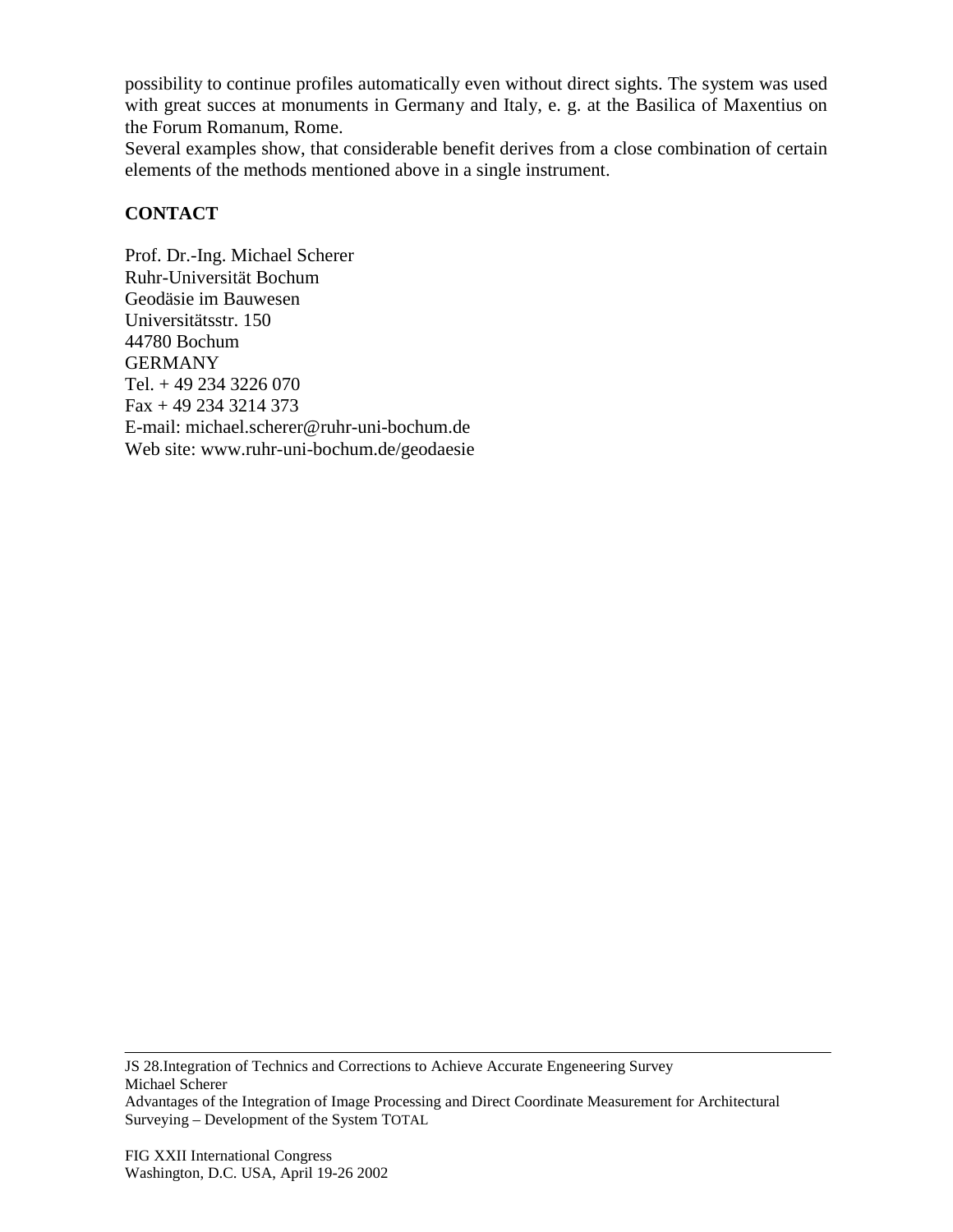possibility to continue profiles automatically even without direct sights. The system was used with great succes at monuments in Germany and Italy, e. g. at the Basilica of Maxentius on the Forum Romanum, Rome.

Several examples show, that considerable benefit derives from a close combination of certain elements of the methods mentioned above in a single instrument.

## CONTACT

Prof. Dr.-Ing. Michael Scherer
Ruhr-Universität Bochum
Geodäsie im Bauwesen
Universitätsstr. 150
44780 Bochum
GERMANY
Tel. + 49 234 3226 070
Fax + 49 234 3214 373
E-mail: michael.scherer@ruhr-uni-bochum.de
Web site: www.ruhr-uni-bochum.de/geodaesie